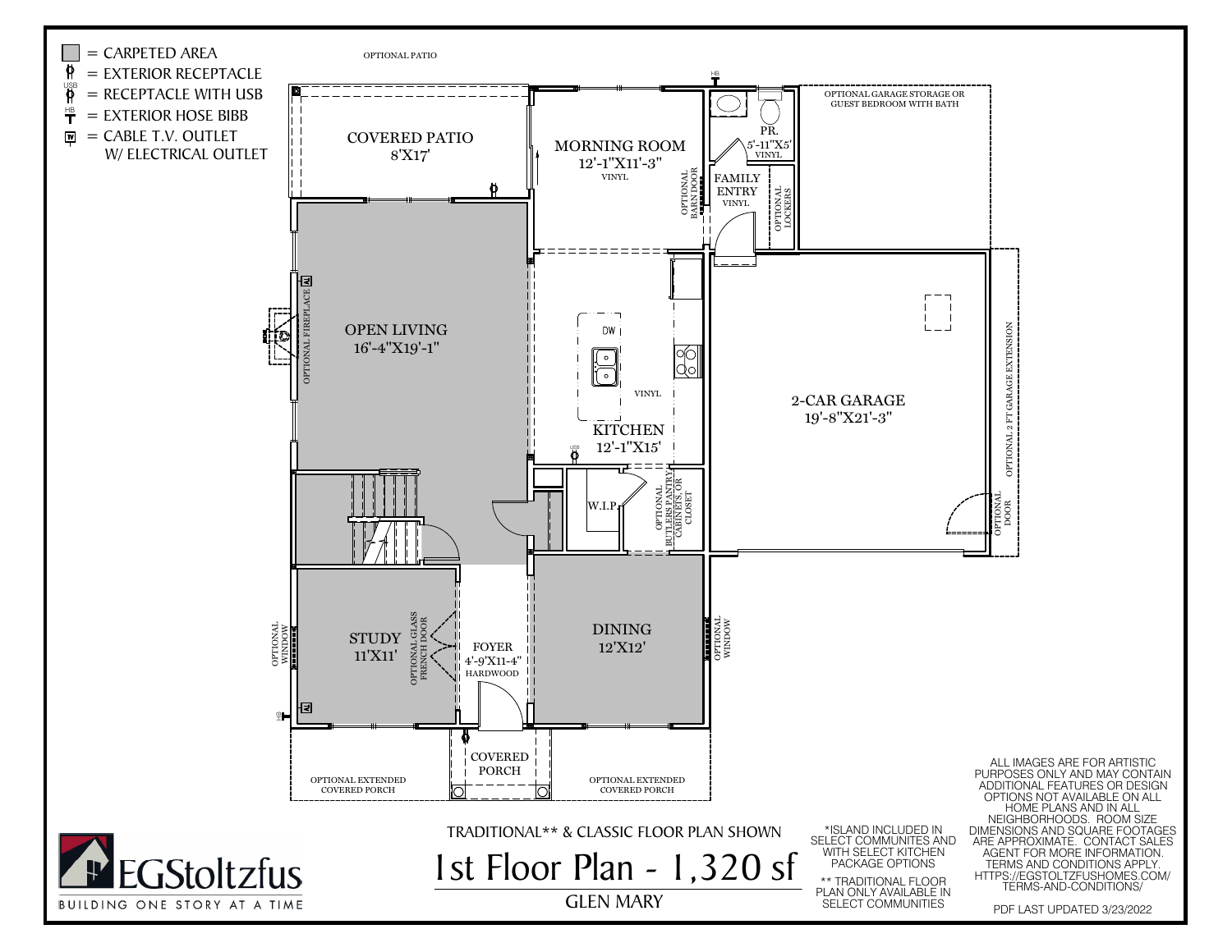# 1st Floor Plan - 1,320 sf

## GLEN MARY

TRADITIONAL** & CLASSIC FLOOR PLAN SHOWN

**Legend:**

- = CARPETED AREA
- = EXTERIOR RECEPTACLE
- = RECEPTACLE WITH USB
- = EXTERIOR HOSE BIBB
- = CABLE T.V. OUTLET W/ ELECTRICAL OUTLET

**Rooms:**

- OPTIONAL PATIO
- COVERED PATIO 8'X17'
- MORNING ROOM 12'-1"X11'-3" VINYL
- OPTIONAL BARN DOOR
- PR. 5'-11"X5' VINYL
- FAMILY ENTRY VINYL
- OPTIONAL LOCKERS
- OPTIONAL GARAGE STORAGE OR GUEST BEDROOM WITH BATH
- OPEN LIVING 16'-4"X19'-1"
- OPTIONAL FIREPLACE
- KITCHEN 12'-1"X15' VINYL
- DW
- 2-CAR GARAGE 19'-8"X21'-3"
- OPTIONAL 2 FT GARAGE EXTENSION
- OPTIONAL DOOR
- W.I.P.
- OPTIONAL BUTLERS PANTRY, CABINETS OR CLOSET
- STUDY 11'X11'
- OPTIONAL WINDOW
- OPTIONAL GLASS FRENCH DOOR
- FOYER 4'-9"X11-4" HARDWOOD
- DINING 12'X12'
- OPTIONAL WINDOW
- COVERED PORCH
- OPTIONAL EXTENDED COVERED PORCH
- OPTIONAL EXTENDED COVERED PORCH

*ISLAND INCLUDED IN SELECT COMMUNITES AND WITH SELECT KITCHEN PACKAGE OPTIONS

** TRADITIONAL FLOOR PLAN ONLY AVAILABLE IN SELECT COMMUNITIES

ALL IMAGES ARE FOR ARTISTIC PURPOSES ONLY AND MAY CONTAIN ADDITIONAL FEATURES OR DESIGN OPTIONS NOT AVAILABLE ON ALL HOME PLANS AND IN ALL NEIGHBORHOODS. ROOM SIZE DIMENSIONS AND SQUARE FOOTAGES ARE APPROXIMATE. CONTACT SALES AGENT FOR MORE INFORMATION. TERMS AND CONDITIONS APPLY. HTTPS://EGSTOLTZFUSHOMES.COM/TERMS-AND-CONDITIONS/

PDF LAST UPDATED 3/23/2022

EGStoltzfus

BUILDING ONE STORY AT A TIME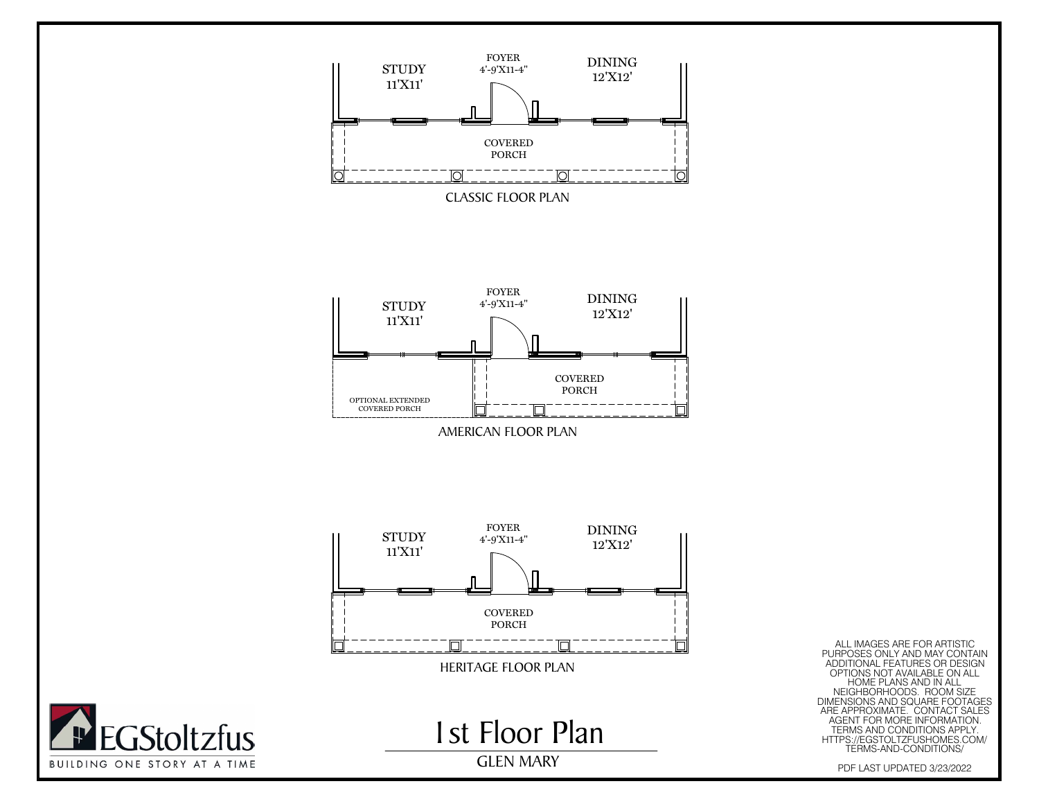STUDY
11'X11'

FOYER
4'-9"X11-4"

DINING
12'X12'

COVERED
PORCH

CLASSIC FLOOR PLAN

STUDY
11'X11'

FOYER
4'-9"X11-4"

DINING
12'X12'

COVERED
PORCH

OPTIONAL EXTENDED
COVERED PORCH

AMERICAN FLOOR PLAN

STUDY
11'X11'

FOYER
4'-9"X11-4"

DINING
12'X12'

COVERED
PORCH

HERITAGE FLOOR PLAN

EGStoltzfus
BUILDING ONE STORY AT A TIME

# 1st Floor Plan

GLEN MARY

ALL IMAGES ARE FOR ARTISTIC PURPOSES ONLY AND MAY CONTAIN ADDITIONAL FEATURES OR DESIGN OPTIONS NOT AVAILABLE ON ALL HOME PLANS AND IN ALL NEIGHBORHOODS. ROOM SIZE DIMENSIONS AND SQUARE FOOTAGES ARE APPROXIMATE. CONTACT SALES AGENT FOR MORE INFORMATION. TERMS AND CONDITIONS APPLY. HTTPS://EGSTOLTZFUSHOMES.COM/TERMS-AND-CONDITIONS/

PDF LAST UPDATED 3/23/2022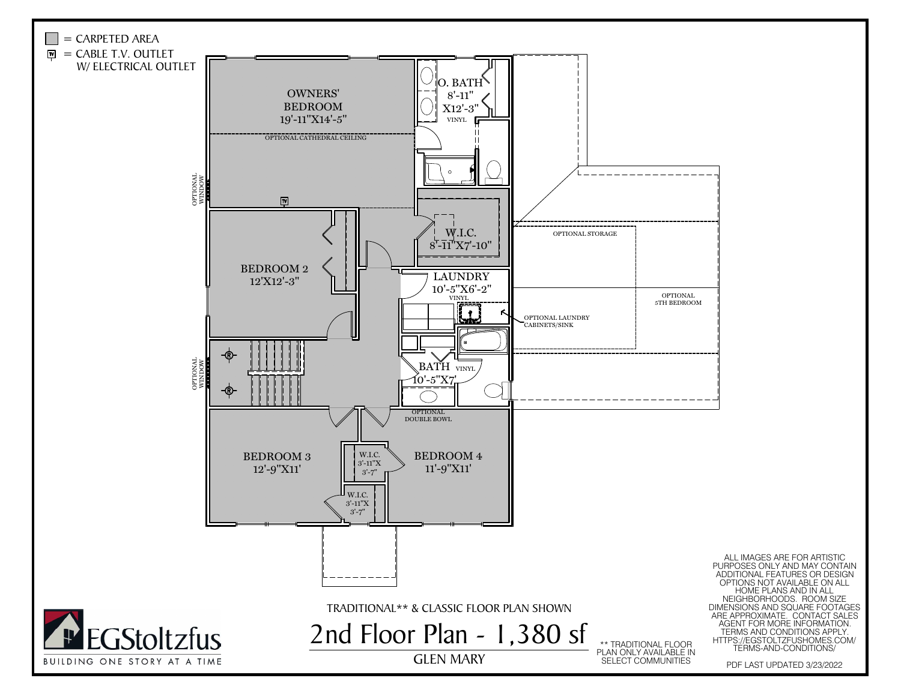= CARPETED AREA

= CABLE T.V. OUTLET W/ ELECTRICAL OUTLET

OWNERS' BEDROOM 19'-11"X14'-5"

OPTIONAL CATHEDRAL CEILING

O. BATH 8'-11" X12'-3" VINYL

OPTIONAL WINDOW

W.I.C. 8'-11"X7'-10"

BEDROOM 2 12'X12'-3"

LAUNDRY 10'-5"X6'-2" VINYL

OPTIONAL STORAGE

OPTIONAL 5TH BEDROOM

OPTIONAL LAUNDRY CABINETS/SINK

OPTIONAL WINDOW

BATH 10'-5"X7' VINYL

OPTIONAL DOUBLE BOWL

BEDROOM 3 12'-9"X11'

W.I.C. 3'-11"X 3'-7"

W.I.C. 3'-11"X 3'-7"

BEDROOM 4 11'-9"X11'

ALL IMAGES ARE FOR ARTISTIC PURPOSES ONLY AND MAY CONTAIN ADDITIONAL FEATURES OR DESIGN OPTIONS NOT AVAILABLE ON ALL HOME PLANS AND IN ALL NEIGHBORHOODS. ROOM SIZE DIMENSIONS AND SQUARE FOOTAGES ARE APPROXIMATE. CONTACT SALES AGENT FOR MORE INFORMATION. TERMS AND CONDITIONS APPLY. HTTPS://EGSTOLTZFUSHOMES.COM/TERMS-AND-CONDITIONS/

TRADITIONAL** & CLASSIC FLOOR PLAN SHOWN

# 2nd Floor Plan - 1,380 sf

GLEN MARY

** TRADITIONAL FLOOR PLAN ONLY AVAILABLE IN SELECT COMMUNITIES

EGStoltzfus

BUILDING ONE STORY AT A TIME

PDF LAST UPDATED 3/23/2022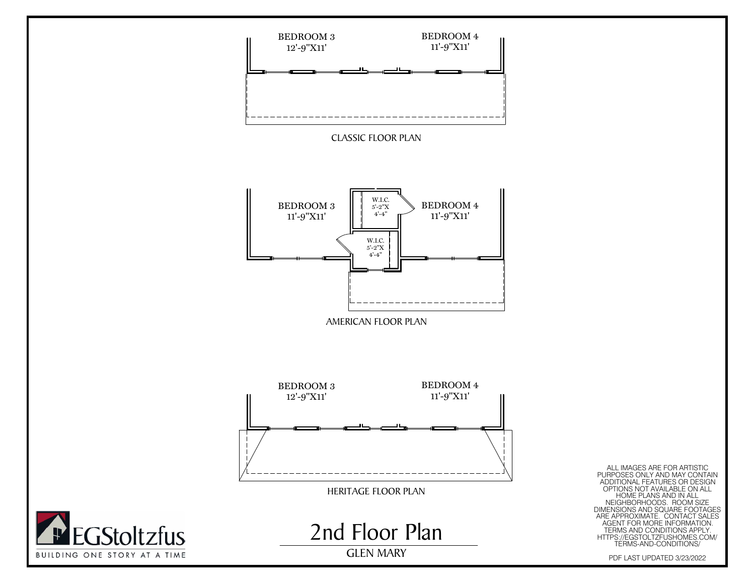BEDROOM 3
12'-9"X11'

BEDROOM 4
11'-9"X11'

CLASSIC FLOOR PLAN

BEDROOM 3
11'-9"X11'

W.I.C.
5'-2"X
4'-4"

W.I.C.
5'-2"X
4'-4"

BEDROOM 4
11'-9"X11'

AMERICAN FLOOR PLAN

BEDROOM 3
12'-9"X11'

BEDROOM 4
11'-9"X11'

HERITAGE FLOOR PLAN

# 2nd Floor Plan

GLEN MARY

EGStoltzfus
BUILDING ONE STORY AT A TIME

ALL IMAGES ARE FOR ARTISTIC PURPOSES ONLY AND MAY CONTAIN ADDITIONAL FEATURES OR DESIGN OPTIONS NOT AVAILABLE ON ALL HOME PLANS AND IN ALL NEIGHBORHOODS. ROOM SIZE DIMENSIONS AND SQUARE FOOTAGES ARE APPROXIMATE. CONTACT SALES AGENT FOR MORE INFORMATION. TERMS AND CONDITIONS APPLY. HTTPS://EGSTOLTZFUSHOMES.COM/TERMS-AND-CONDITIONS/

PDF LAST UPDATED 3/23/2022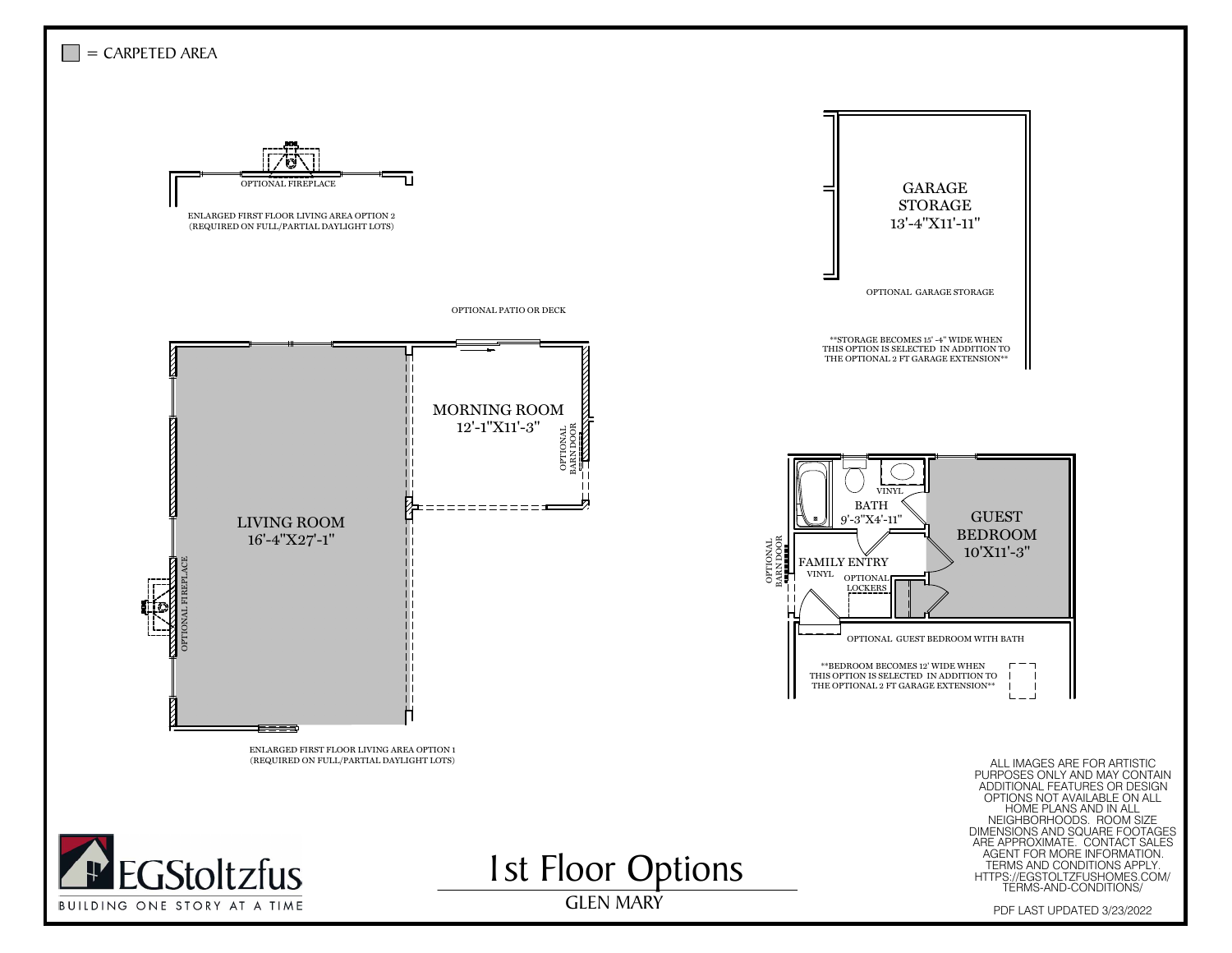■ = CARPETED AREA

OPTIONAL FIREPLACE

ENLARGED FIRST FLOOR LIVING AREA OPTION 2
(REQUIRED ON FULL/PARTIAL DAYLIGHT LOTS)

GARAGE STORAGE
13'-4"X11'-11"

OPTIONAL GARAGE STORAGE

**STORAGE BECOMES 15' -4" WIDE WHEN THIS OPTION IS SELECTED IN ADDITION TO THE OPTIONAL 2 FT GARAGE EXTENSION**

OPTIONAL PATIO OR DECK

MORNING ROOM
12'-1"X11'-3"

OPTIONAL BARN DOOR

LIVING ROOM
16'-4"X27'-1"

OPTIONAL FIREPLACE

ENLARGED FIRST FLOOR LIVING AREA OPTION 1
(REQUIRED ON FULL/PARTIAL DAYLIGHT LOTS)

VINYL

BATH
9'-3"X4'-11"

GUEST BEDROOM
10'X11'-3"

OPTIONAL BARN DOOR

FAMILY ENTRY
VINYL

OPTIONAL LOCKERS

OPTIONAL GUEST BEDROOM WITH BATH

**BEDROOM BECOMES 12' WIDE WHEN THIS OPTION IS SELECTED IN ADDITION TO THE OPTIONAL 2 FT GARAGE EXTENSION**

ALL IMAGES ARE FOR ARTISTIC PURPOSES ONLY AND MAY CONTAIN ADDITIONAL FEATURES OR DESIGN OPTIONS NOT AVAILABLE ON ALL HOME PLANS AND IN ALL NEIGHBORHOODS. ROOM SIZE DIMENSIONS AND SQUARE FOOTAGES ARE APPROXIMATE. CONTACT SALES AGENT FOR MORE INFORMATION. TERMS AND CONDITIONS APPLY. HTTPS://EGSTOLTZFUSHOMES.COM/TERMS-AND-CONDITIONS/

EGStoltzfus
BUILDING ONE STORY AT A TIME

# 1st Floor Options

GLEN MARY

PDF LAST UPDATED 3/23/2022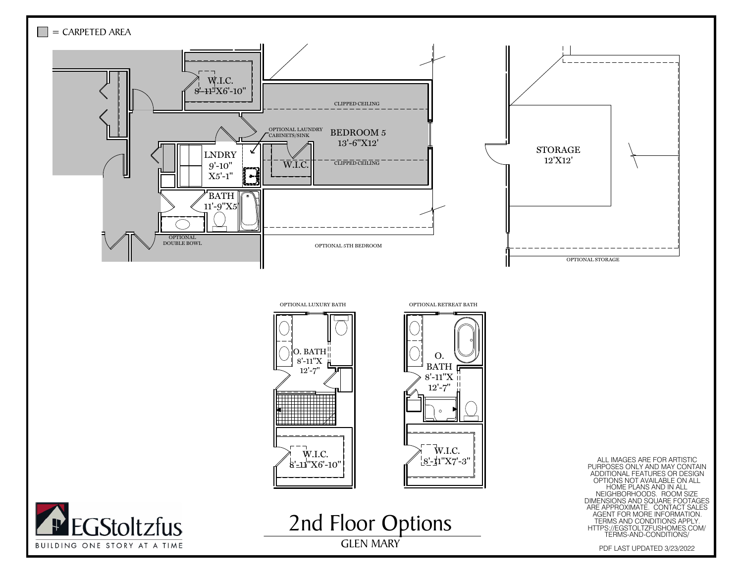▢ = CARPETED AREA

W.I.C.
8'-11"X6'-10"

CLIPPED CEILING

OPTIONAL LAUNDRY CABINETS/SINK

BEDROOM 5
13'-6"X12'

LNDRY
9'-10"
X5'-1"

W.I.C.

CLIPPED CEILING

BATH
11'-9"X5'

OPTIONAL DOUBLE BOWL

OPTIONAL 5TH BEDROOM

STORAGE
12'X12'

OPTIONAL STORAGE

OPTIONAL LUXURY BATH

O. BATH
8'-11"X
12'-7"

W.I.C.
8'-11"X6'-10"

OPTIONAL RETREAT BATH

O. BATH
8'-11"X
12'-7"

W.I.C.
8'-11"X7'-3"

ALL IMAGES ARE FOR ARTISTIC PURPOSES ONLY AND MAY CONTAIN ADDITIONAL FEATURES OR DESIGN OPTIONS NOT AVAILABLE ON ALL HOME PLANS AND IN ALL NEIGHBORHOODS. ROOM SIZE DIMENSIONS AND SQUARE FOOTAGES ARE APPROXIMATE. CONTACT SALES AGENT FOR MORE INFORMATION. TERMS AND CONDITIONS APPLY. HTTPS://EGSTOLTZFUSHOMES.COM/TERMS-AND-CONDITIONS/

PDF LAST UPDATED 3/23/2022

EGStoltzfus
BUILDING ONE STORY AT A TIME

# 2nd Floor Options

GLEN MARY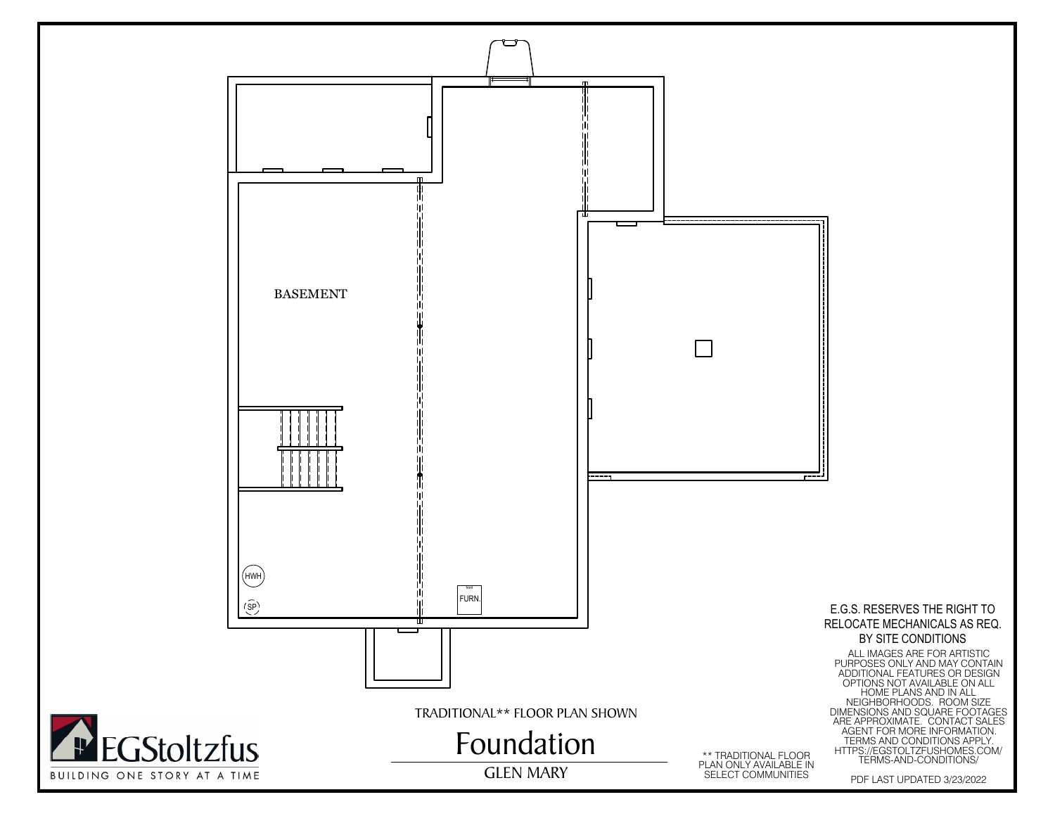BASEMENT

HWH

SP

FURN.

E.G.S. RESERVES THE RIGHT TO RELOCATE MECHANICALS AS REQ. BY SITE CONDITIONS

ALL IMAGES ARE FOR ARTISTIC PURPOSES ONLY AND MAY CONTAIN ADDITIONAL FEATURES OR DESIGN OPTIONS NOT AVAILABLE ON ALL HOME PLANS AND IN ALL NEIGHBORHOODS. ROOM SIZE DIMENSIONS AND SQUARE FOOTAGES ARE APPROXIMATE. CONTACT SALES AGENT FOR MORE INFORMATION. TERMS AND CONDITIONS APPLY. HTTPS://EGSTOLTZFUSHOMES.COM/TERMS-AND-CONDITIONS/

TRADITIONAL** FLOOR PLAN SHOWN

# Foundation

## GLEN MARY

** TRADITIONAL FLOOR PLAN ONLY AVAILABLE IN SELECT COMMUNITIES

EGStoltzfus

BUILDING ONE STORY AT A TIME

PDF LAST UPDATED 3/23/2022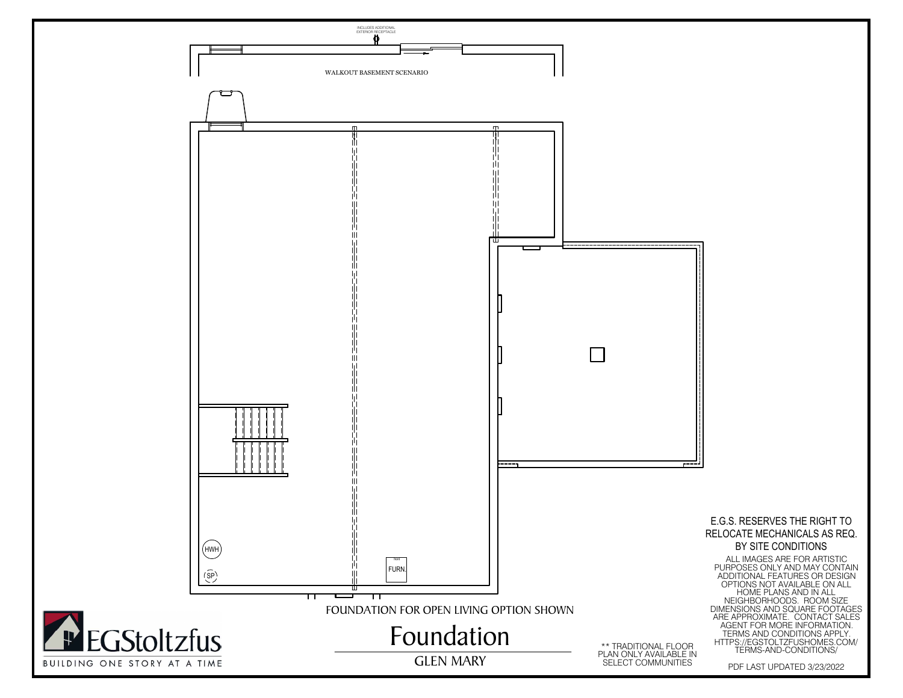INCLUDES ADDITIONAL EXTERIOR RECEPTACLE

WALKOUT BASEMENT SCENARIO

HWH

SP

FURN.

FOUNDATION FOR OPEN LIVING OPTION SHOWN

# Foundation

GLEN MARY

EGStoltzfus

BUILDING ONE STORY AT A TIME

** TRADITIONAL FLOOR PLAN ONLY AVAILABLE IN SELECT COMMUNITIES

E.G.S. RESERVES THE RIGHT TO RELOCATE MECHANICALS AS REQ. BY SITE CONDITIONS

ALL IMAGES ARE FOR ARTISTIC PURPOSES ONLY AND MAY CONTAIN ADDITIONAL FEATURES OR DESIGN OPTIONS NOT AVAILABLE ON ALL HOME PLANS AND IN ALL NEIGHBORHOODS. ROOM SIZE DIMENSIONS AND SQUARE FOOTAGES ARE APPROXIMATE. CONTACT SALES AGENT FOR MORE INFORMATION. TERMS AND CONDITIONS APPLY. HTTPS://EGSTOLTZFUSHOMES.COM/TERMS-AND-CONDITIONS/

PDF LAST UPDATED 3/23/2022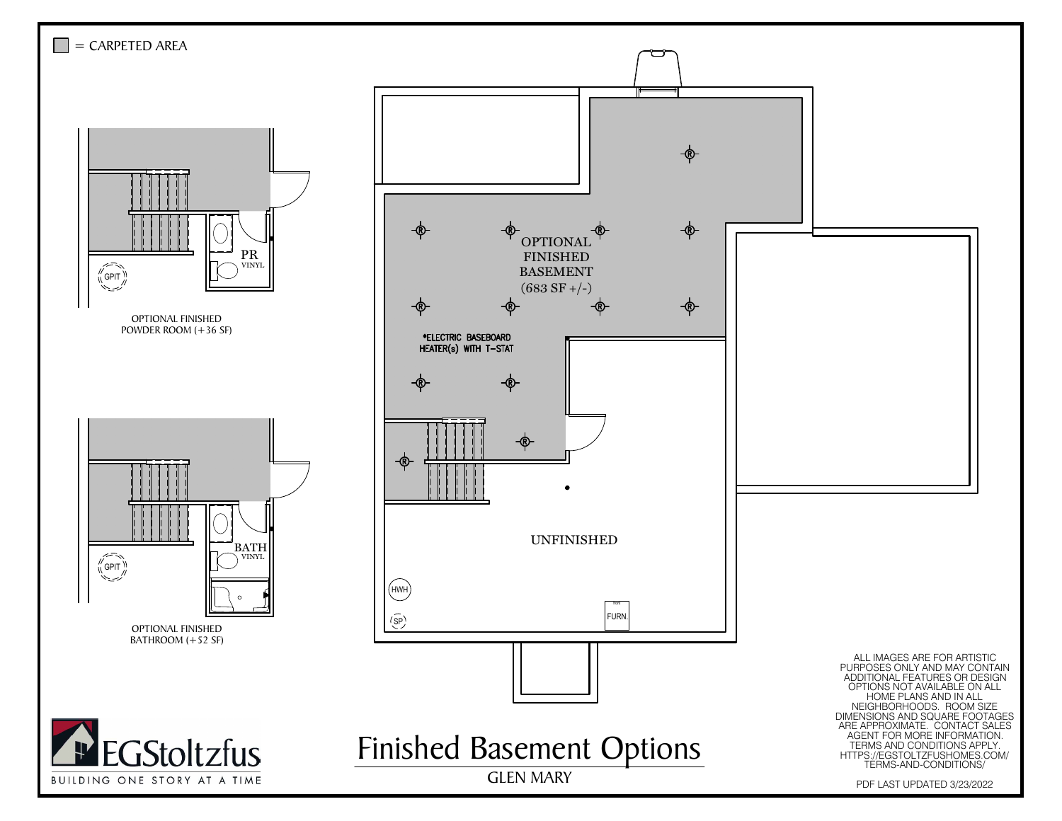■ = CARPETED AREA

PR
VINYL

GPIT

OPTIONAL FINISHED
POWDER ROOM (+36 SF)

BATH
VINYL

GPIT

OPTIONAL FINISHED
BATHROOM (+52 SF)

OPTIONAL
FINISHED
BASEMENT
(683 SF +/-)

*ELECTRIC BASEBOARD
HEATER(s) WITH T-STAT

UNFINISHED

HWH

SP

FURN.

# Finished Basement Options

GLEN MARY

EGStoltzfus
BUILDING ONE STORY AT A TIME

ALL IMAGES ARE FOR ARTISTIC PURPOSES ONLY AND MAY CONTAIN ADDITIONAL FEATURES OR DESIGN OPTIONS NOT AVAILABLE ON ALL HOME PLANS AND IN ALL NEIGHBORHOODS. ROOM SIZE DIMENSIONS AND SQUARE FOOTAGES ARE APPROXIMATE. CONTACT SALES AGENT FOR MORE INFORMATION. TERMS AND CONDITIONS APPLY. HTTPS://EGSTOLTZFUSHOMES.COM/TERMS-AND-CONDITIONS/

PDF LAST UPDATED 3/23/2022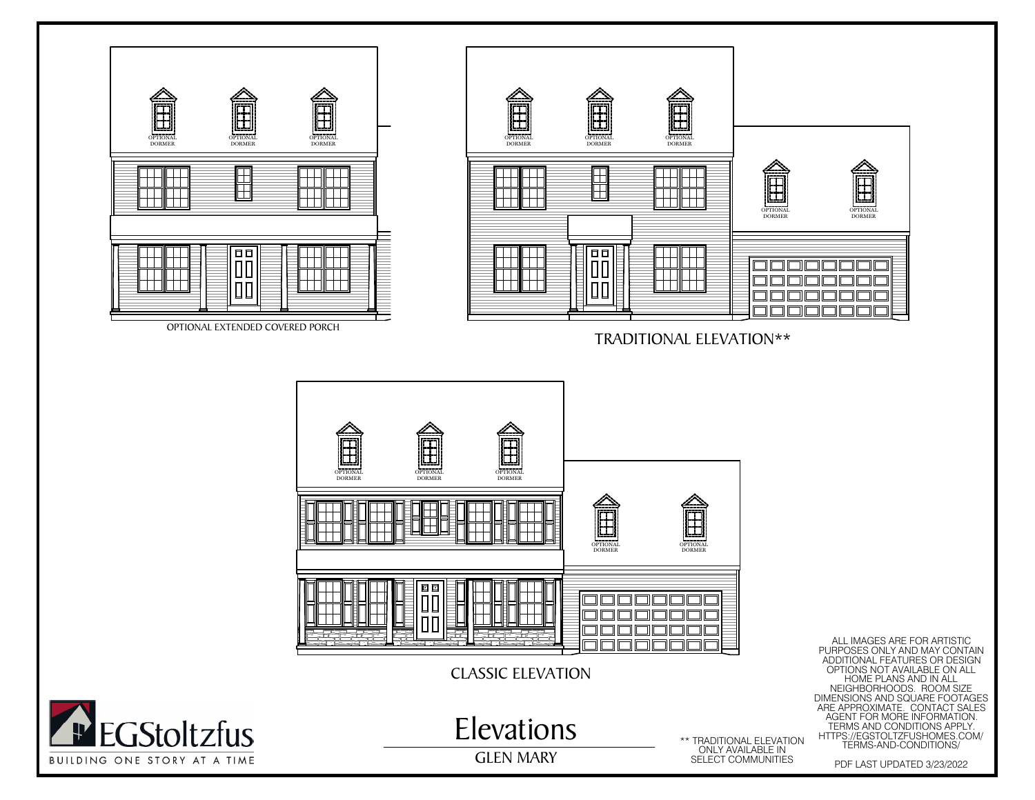OPTIONAL DORMER

OPTIONAL DORMER

OPTIONAL DORMER

OPTIONAL EXTENDED COVERED PORCH

OPTIONAL DORMER

OPTIONAL DORMER

OPTIONAL DORMER

OPTIONAL DORMER

OPTIONAL DORMER

TRADITIONAL ELEVATION**

OPTIONAL DORMER

OPTIONAL DORMER

OPTIONAL DORMER

OPTIONAL DORMER

OPTIONAL DORMER

CLASSIC ELEVATION

ALL IMAGES ARE FOR ARTISTIC PURPOSES ONLY AND MAY CONTAIN ADDITIONAL FEATURES OR DESIGN OPTIONS NOT AVAILABLE ON ALL HOME PLANS AND IN ALL NEIGHBORHOODS. ROOM SIZE DIMENSIONS AND SQUARE FOOTAGES ARE APPROXIMATE. CONTACT SALES AGENT FOR MORE INFORMATION. TERMS AND CONDITIONS APPLY. HTTPS://EGSTOLTZFUSHOMES.COM/TERMS-AND-CONDITIONS/

EGStoltzfus

BUILDING ONE STORY AT A TIME

# Elevations

## GLEN MARY

** TRADITIONAL ELEVATION ONLY AVAILABLE IN SELECT COMMUNITIES

PDF LAST UPDATED 3/23/2022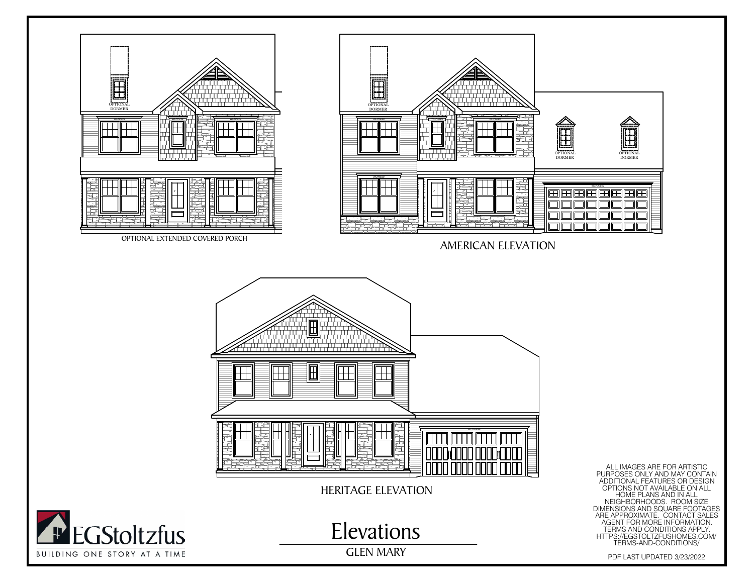OPTIONAL DORMER

OPTIONAL EXTENDED COVERED PORCH

OPTIONAL DORMER

OPTIONAL DORMER

OPTIONAL DORMER

AMERICAN ELEVATION

HERITAGE ELEVATION

ALL IMAGES ARE FOR ARTISTIC PURPOSES ONLY AND MAY CONTAIN ADDITIONAL FEATURES OR DESIGN OPTIONS NOT AVAILABLE ON ALL HOME PLANS AND IN ALL NEIGHBORHOODS. ROOM SIZE DIMENSIONS AND SQUARE FOOTAGES ARE APPROXIMATE. CONTACT SALES AGENT FOR MORE INFORMATION. TERMS AND CONDITIONS APPLY. HTTPS://EGSTOLTZFUSHOMES.COM/TERMS-AND-CONDITIONS/

EGStoltzfus

BUILDING ONE STORY AT A TIME

# Elevations

GLEN MARY

PDF LAST UPDATED 3/23/2022